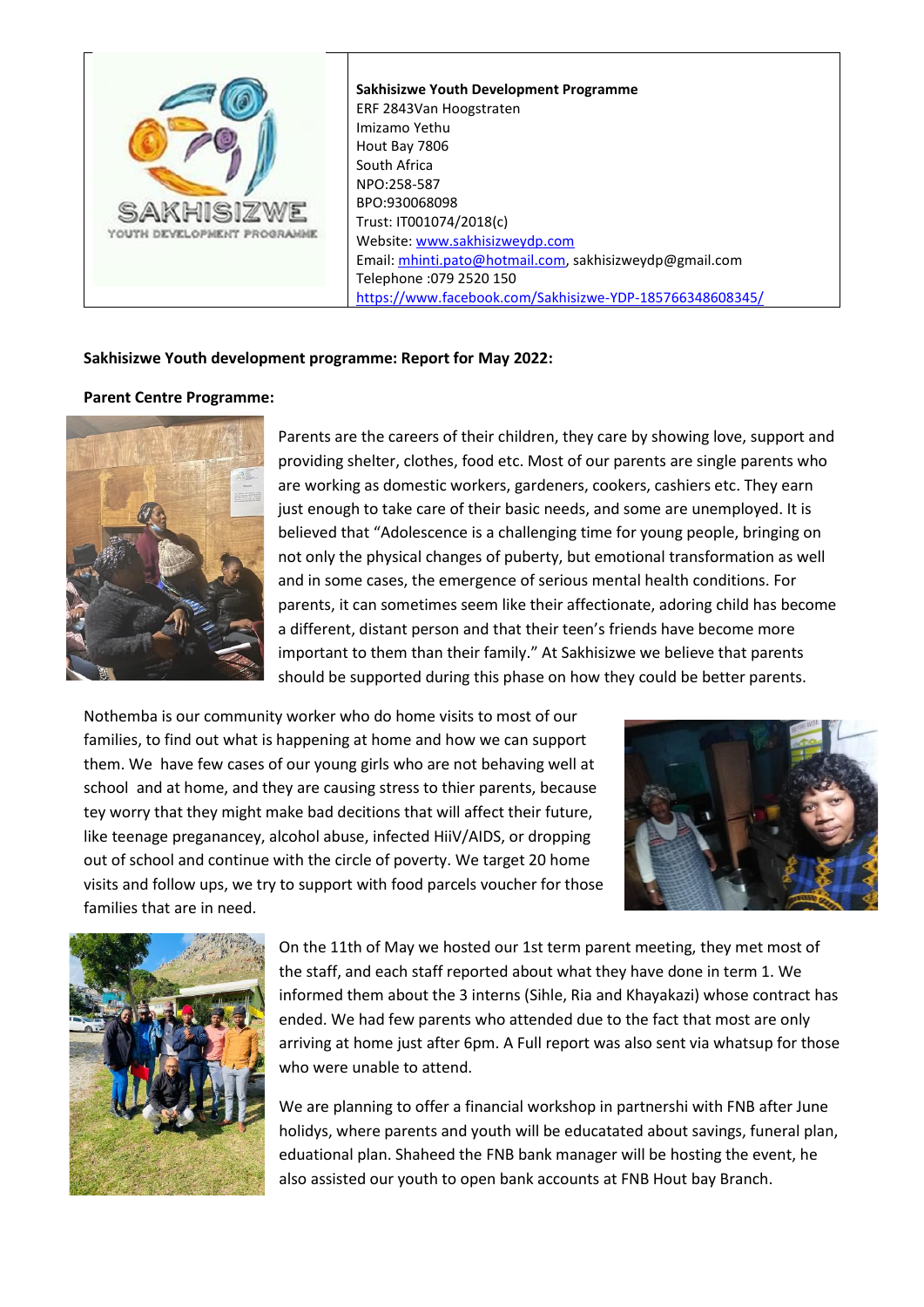| | **Sakhisizwe Youth Development Programme**<br>ERF 2843Van Hoogstraten<br>Imizamo Yethu<br>Hout Bay 7806<br>South Africa<br>NPO:258-587<br>BPO:930068098<br>Trust: IT001074/2018(c)<br>Website: www.sakhisizweydp.com<br>Email: mhinti.pato@hotmail.com, sakhisizweydp@gmail.com<br>Telephone :079 2520 150<br>https://www.facebook.com/Sakhisizwe-YDP-185766348608345/ |
|---|---|

**Sakhisizwe Youth development programme: Report for May 2022:**

**Parent Centre Programme:**

Parents are the careers of their children, they care by showing love, support and providing shelter, clothes, food etc. Most of our parents are single parents who are working as domestic workers, gardeners, cookers, cashiers etc. They earn just enough to take care of their basic needs, and some are unemployed. It is believed that "Adolescence is a challenging time for young people, bringing on not only the physical changes of puberty, but emotional transformation as well and in some cases, the emergence of serious mental health conditions. For parents, it can sometimes seem like their affectionate, adoring child has become a different, distant person and that their teen's friends have become more important to them than their family." At Sakhisizwe we believe that parents should be supported during this phase on how they could be better parents.

Nothemba is our community worker who do home visits to most of our families, to find out what is happening at home and how we can support them. We have few cases of our young girls who are not behaving well at school and at home, and they are causing stress to thier parents, because tey worry that they might make bad decitions that will affect their future, like teenage preganancey, alcohol abuse, infected HiiV/AIDS, or dropping out of school and continue with the circle of poverty. We target 20 home visits and follow ups, we try to support with food parcels voucher for those families that are in need.

On the 11th of May we hosted our 1st term parent meeting, they met most of the staff, and each staff reported about what they have done in term 1. We informed them about the 3 interns (Sihle, Ria and Khayakazi) whose contract has ended. We had few parents who attended due to the fact that most are only arriving at home just after 6pm. A Full report was also sent via whatsup for those who were unable to attend.

We are planning to offer a financial workshop in partnershi with FNB after June holidys, where parents and youth will be educatated about savings, funeral plan, eduational plan. Shaheed the FNB bank manager will be hosting the event, he also assisted our youth to open bank accounts at FNB Hout bay Branch.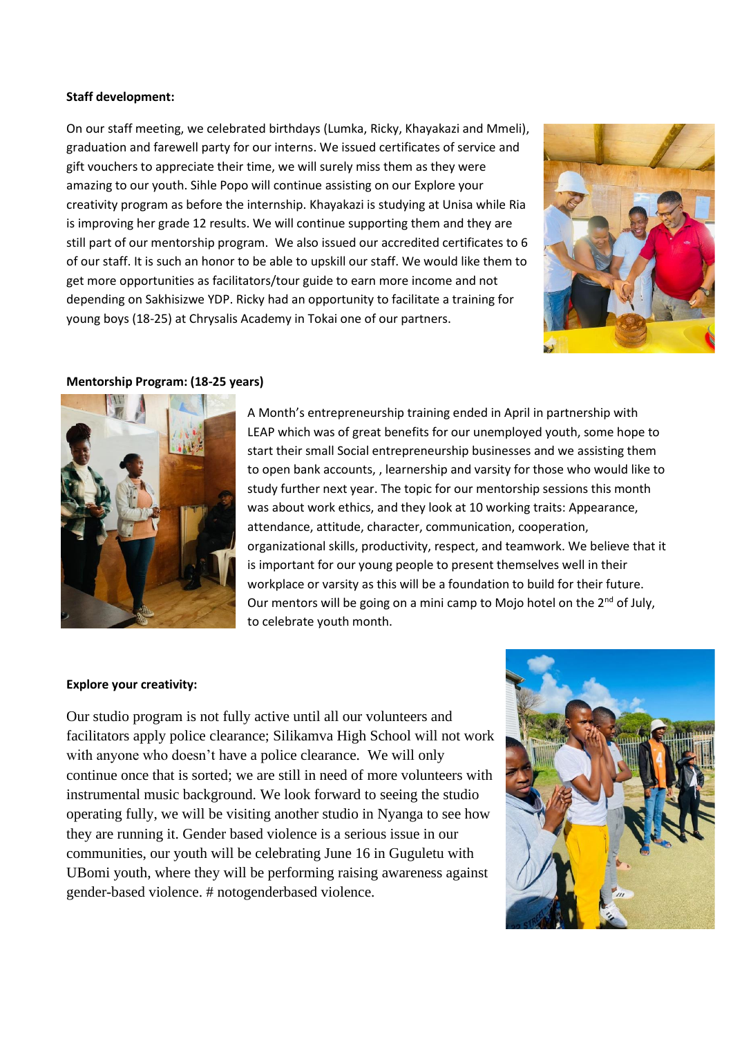**Staff development:**

On our staff meeting, we celebrated birthdays (Lumka, Ricky, Khayakazi and Mmeli), graduation and farewell party for our interns. We issued certificates of service and gift vouchers to appreciate their time, we will surely miss them as they were amazing to our youth. Sihle Popo will continue assisting on our Explore your creativity program as before the internship. Khayakazi is studying at Unisa while Ria is improving her grade 12 results. We will continue supporting them and they are still part of our mentorship program. We also issued our accredited certificates to 6 of our staff. It is such an honor to be able to upskill our staff. We would like them to get more opportunities as facilitators/tour guide to earn more income and not depending on Sakhisizwe YDP. Ricky had an opportunity to facilitate a training for young boys (18-25) at Chrysalis Academy in Tokai one of our partners.

**Mentorship Program: (18-25 years)**

A Month's entrepreneurship training ended in April in partnership with LEAP which was of great benefits for our unemployed youth, some hope to start their small Social entrepreneurship businesses and we assisting them to open bank accounts, , learnership and varsity for those who would like to study further next year. The topic for our mentorship sessions this month was about work ethics, and they look at 10 working traits: Appearance, attendance, attitude, character, communication, cooperation, organizational skills, productivity, respect, and teamwork. We believe that it is important for our young people to present themselves well in their workplace or varsity as this will be a foundation to build for their future. Our mentors will be going on a mini camp to Mojo hotel on the 2nd of July, to celebrate youth month.

**Explore your creativity:**

Our studio program is not fully active until all our volunteers and facilitators apply police clearance; Silikamva High School will not work with anyone who doesn't have a police clearance. We will only continue once that is sorted; we are still in need of more volunteers with instrumental music background. We look forward to seeing the studio operating fully, we will be visiting another studio in Nyanga to see how they are running it. Gender based violence is a serious issue in our communities, our youth will be celebrating June 16 in Guguletu with UBomi youth, where they will be performing raising awareness against gender-based violence. # notogenderbased violence.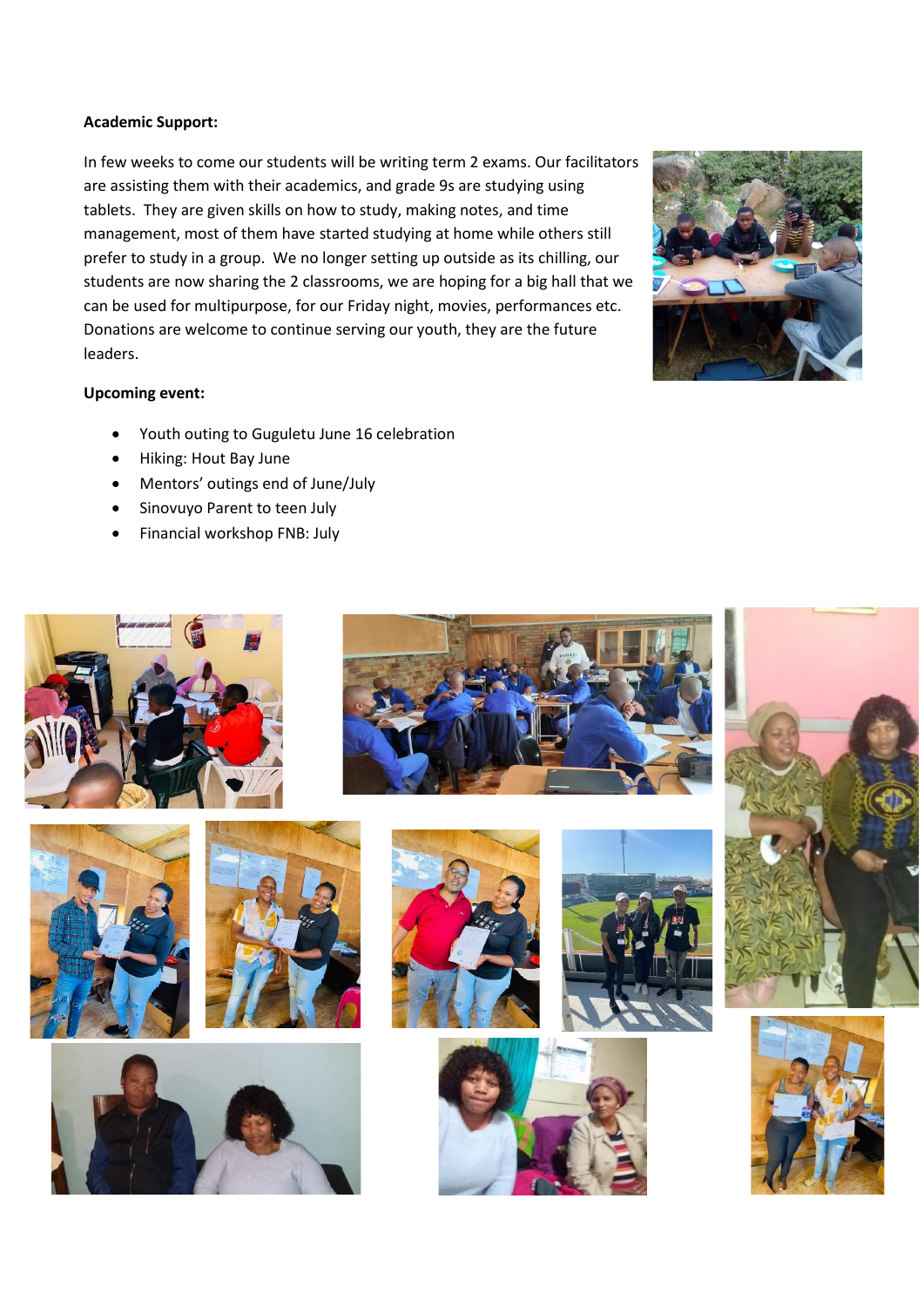**Academic Support:**

In few weeks to come our students will be writing term 2 exams. Our facilitators are assisting them with their academics, and grade 9s are studying using tablets. They are given skills on how to study, making notes, and time management, most of them have started studying at home while others still prefer to study in a group. We no longer setting up outside as its chilling, our students are now sharing the 2 classrooms, we are hoping for a big hall that we can be used for multipurpose, for our Friday night, movies, performances etc. Donations are welcome to continue serving our youth, they are the future leaders.

**Upcoming event:**

- Youth outing to Guguletu June 16 celebration
- Hiking: Hout Bay June
- Mentors' outings end of June/July
- Sinovuyo Parent to teen July
- Financial workshop FNB: July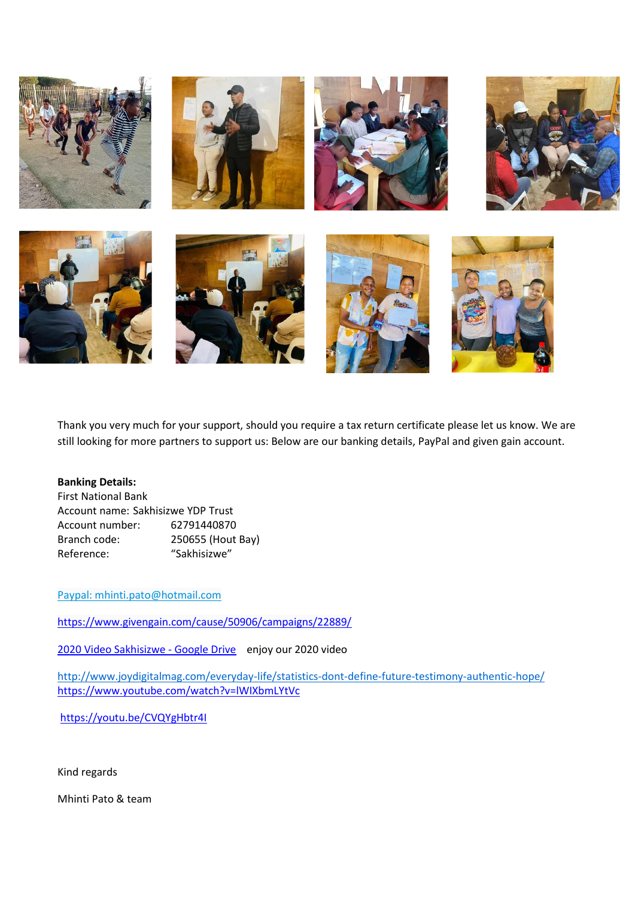Thank you very much for your support, should you require a tax return certificate please let us know. We are still looking for more partners to support us: Below are our banking details, PayPal and given gain account.

**Banking Details:**
First National Bank
Account name: Sakhisizwe YDP Trust
Account number: 62791440870
Branch code: 250655 (Hout Bay)
Reference: "Sakhisizwe"

Paypal: mhinti.pato@hotmail.com

https://www.givengain.com/cause/50906/campaigns/22889/

2020 Video Sakhisizwe - Google Drive enjoy our 2020 video

http://www.joydigitalmag.com/everyday-life/statistics-dont-define-future-testimony-authentic-hope/
https://www.youtube.com/watch?v=lWIXbmLYtVc

https://youtu.be/CVQYgHbtr4I

Kind regards

Mhinti Pato & team